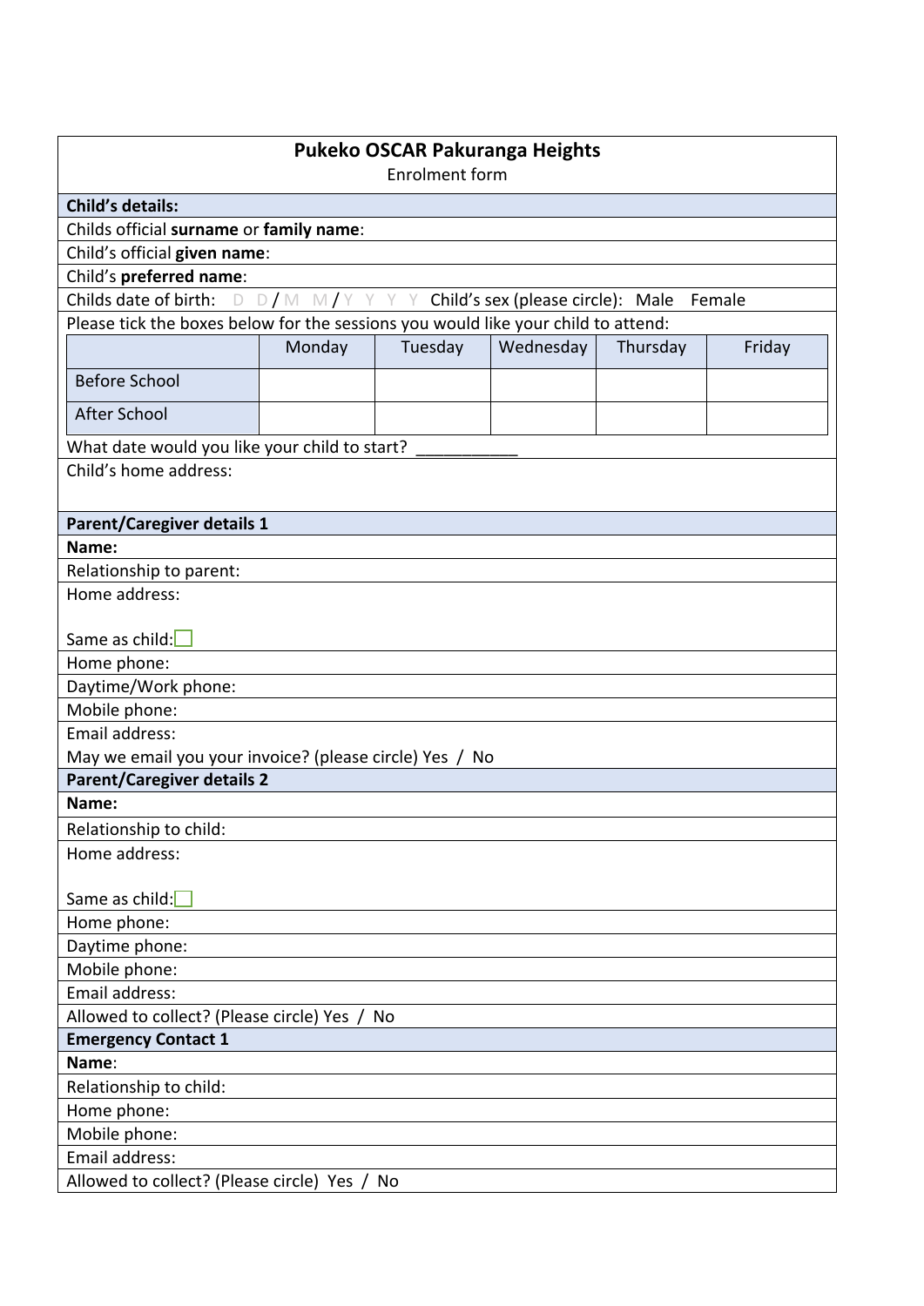# Pukeko OSCAR Pakuranga Heights

Enrolment form

**Child's details:**

Childs official **surname** or **family name**:

Child's official **given name**:

Child's **preferred name**:

Childs date of birth: D D / M M / Y Y Y Y Child's sex (please circle): Male Female

Please tick the boxes below for the sessions you would like your child to attend:

| | Monday | Tuesday | Wednesday | Thursday | Friday |
|---|---|---|---|---|---|
| Before School | | | | | |
| After School | | | | | |

What date would you like your child to start? ___________

Child's home address:

**Parent/Caregiver details 1**

**Name:**

Relationship to parent:

Home address:

Same as child: ☐

Home phone:

Daytime/Work phone:

Mobile phone:

Email address:

May we email you your invoice? (please circle) Yes / No

**Parent/Caregiver details 2**

**Name:**

Relationship to child:

Home address:

Same as child: ☐

Home phone:

Daytime phone:

Mobile phone:

Email address:

Allowed to collect? (Please circle) Yes / No

**Emergency Contact 1**

**Name**:

Relationship to child:

Home phone:

Mobile phone:

Email address:

Allowed to collect? (Please circle) Yes / No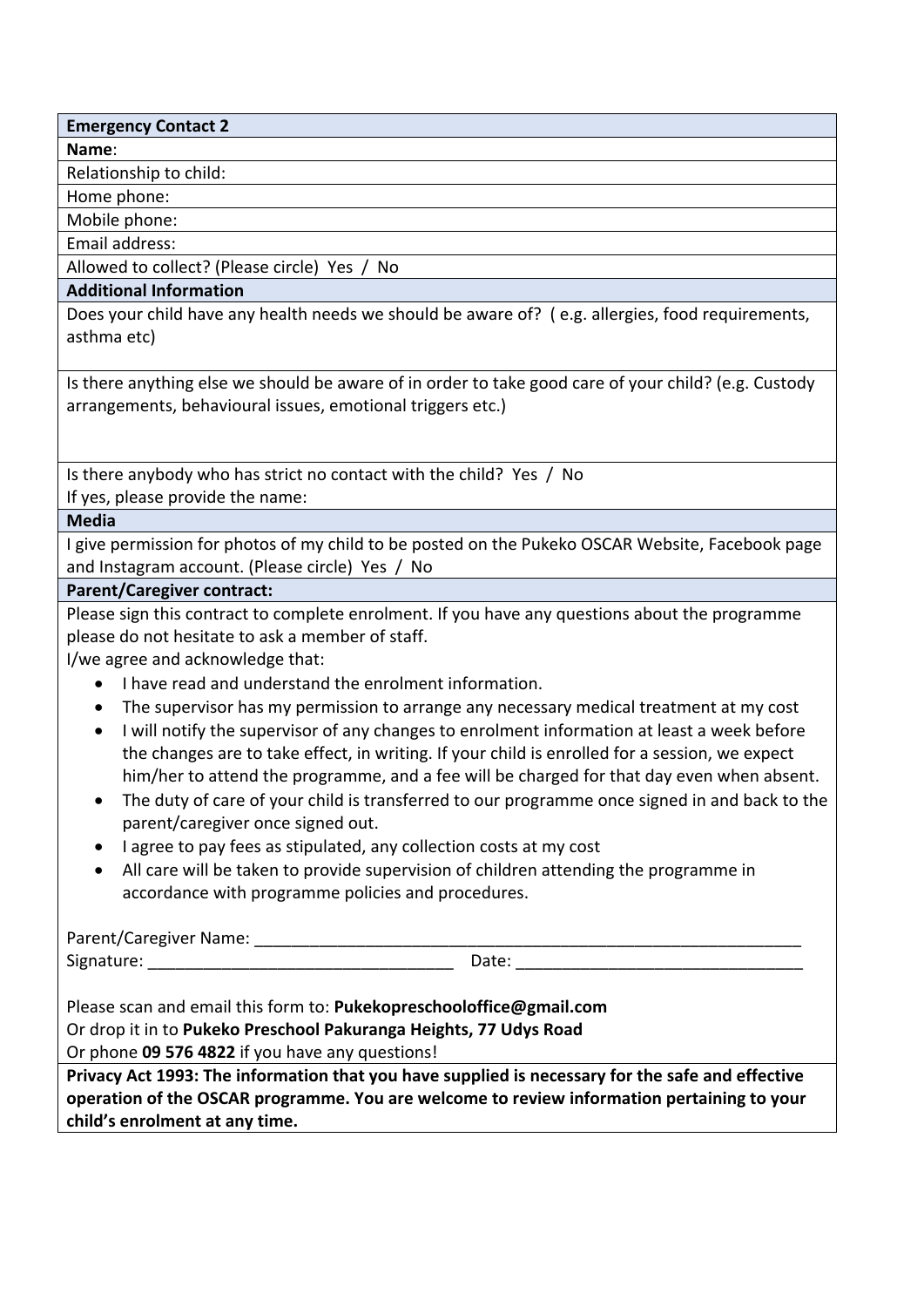**Emergency Contact 2**

**Name**:

Relationship to child:

Home phone:

Mobile phone:

Email address:

Allowed to collect? (Please circle) Yes / No

**Additional Information**

Does your child have any health needs we should be aware of? ( e.g. allergies, food requirements, asthma etc)

Is there anything else we should be aware of in order to take good care of your child? (e.g. Custody arrangements, behavioural issues, emotional triggers etc.)

Is there anybody who has strict no contact with the child? Yes / No
If yes, please provide the name:

**Media**

I give permission for photos of my child to be posted on the Pukeko OSCAR Website, Facebook page and Instagram account. (Please circle) Yes / No

**Parent/Caregiver contract:**

Please sign this contract to complete enrolment. If you have any questions about the programme please do not hesitate to ask a member of staff.
I/we agree and acknowledge that:

- I have read and understand the enrolment information.
- The supervisor has my permission to arrange any necessary medical treatment at my cost
- I will notify the supervisor of any changes to enrolment information at least a week before the changes are to take effect, in writing. If your child is enrolled for a session, we expect him/her to attend the programme, and a fee will be charged for that day even when absent.
- The duty of care of your child is transferred to our programme once signed in and back to the parent/caregiver once signed out.
- I agree to pay fees as stipulated, any collection costs at my cost
- All care will be taken to provide supervision of children attending the programme in accordance with programme policies and procedures.

Parent/Caregiver Name: ______________________________________________________________
Signature: _________________________________ Date: _______________________________

Please scan and email this form to: **Pukekopreschooloffice@gmail.com**
Or drop it in to **Pukeko Preschool Pakuranga Heights, 77 Udys Road**
Or phone **09 576 4822** if you have any questions!

**Privacy Act 1993: The information that you have supplied is necessary for the safe and effective operation of the OSCAR programme. You are welcome to review information pertaining to your child's enrolment at any time.**